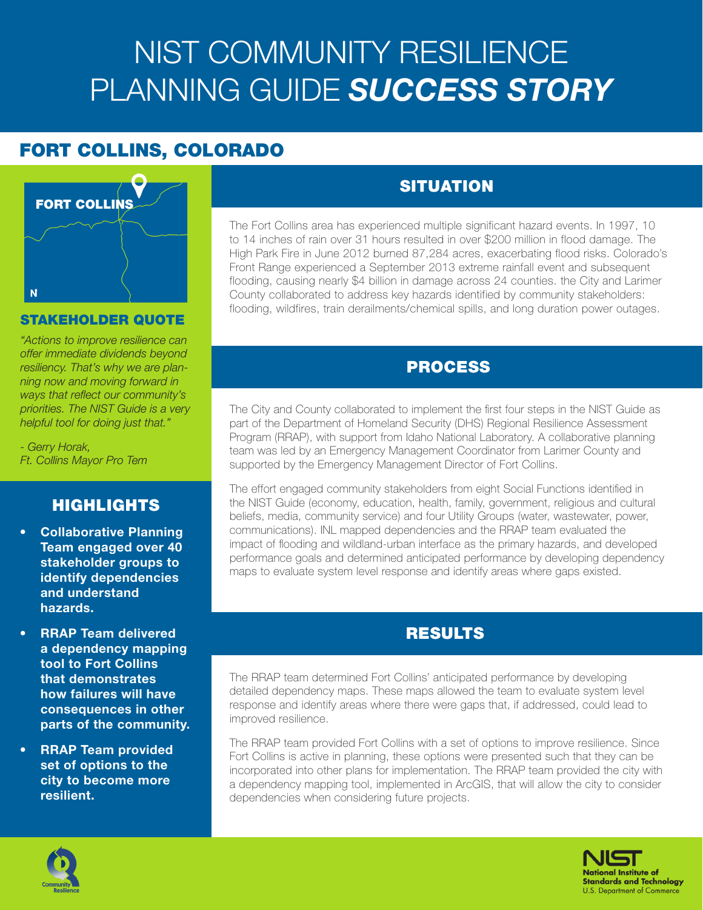# NIST COMMUNITY RESILIENCE PLANNING GUIDE ***SUCCESS STORY***

## FORT COLLINS, COLORADO

FORT COLLINS

N

### STAKEHOLDER QUOTE

*"Actions to improve resilience can offer immediate dividends beyond resiliency. That's why we are planning now and moving forward in ways that reflect our community's priorities. The NIST Guide is a very helpful tool for doing just that."*

*- Gerry Horak,*
*Ft. Collins Mayor Pro Tem*

### HIGHLIGHTS

- **Collaborative Planning Team engaged over 40 stakeholder groups to identify dependencies and understand hazards.**
- **RRAP Team delivered a dependency mapping tool to Fort Collins that demonstrates how failures will have consequences in other parts of the community.**
- **RRAP Team provided set of options to the city to become more resilient.**

### SITUATION

The Fort Collins area has experienced multiple significant hazard events. In 1997, 10 to 14 inches of rain over 31 hours resulted in over $200 million in flood damage. The High Park Fire in June 2012 burned 87,284 acres, exacerbating flood risks. Colorado's Front Range experienced a September 2013 extreme rainfall event and subsequent flooding, causing nearly $4 billion in damage across 24 counties. the City and Larimer County collaborated to address key hazards identified by community stakeholders: flooding, wildfires, train derailments/chemical spills, and long duration power outages.

### PROCESS

The City and County collaborated to implement the first four steps in the NIST Guide as part of the Department of Homeland Security (DHS) Regional Resilience Assessment Program (RRAP), with support from Idaho National Laboratory. A collaborative planning team was led by an Emergency Management Coordinator from Larimer County and supported by the Emergency Management Director of Fort Collins.

The effort engaged community stakeholders from eight Social Functions identified in the NIST Guide (economy, education, health, family, government, religious and cultural beliefs, media, community service) and four Utility Groups (water, wastewater, power, communications). INL mapped dependencies and the RRAP team evaluated the impact of flooding and wildland-urban interface as the primary hazards, and developed performance goals and determined anticipated performance by developing dependency maps to evaluate system level response and identify areas where gaps existed.

### RESULTS

The RRAP team determined Fort Collins' anticipated performance by developing detailed dependency maps. These maps allowed the team to evaluate system level response and identify areas where there were gaps that, if addressed, could lead to improved resilience.

The RRAP team provided Fort Collins with a set of options to improve resilience. Since Fort Collins is active in planning, these options were presented such that they can be incorporated into other plans for implementation. The RRAP team provided the city with a dependency mapping tool, implemented in ArcGIS, that will allow the city to consider dependencies when considering future projects.

Community Resilience

NIST
National Institute of Standards and Technology
U.S. Department of Commerce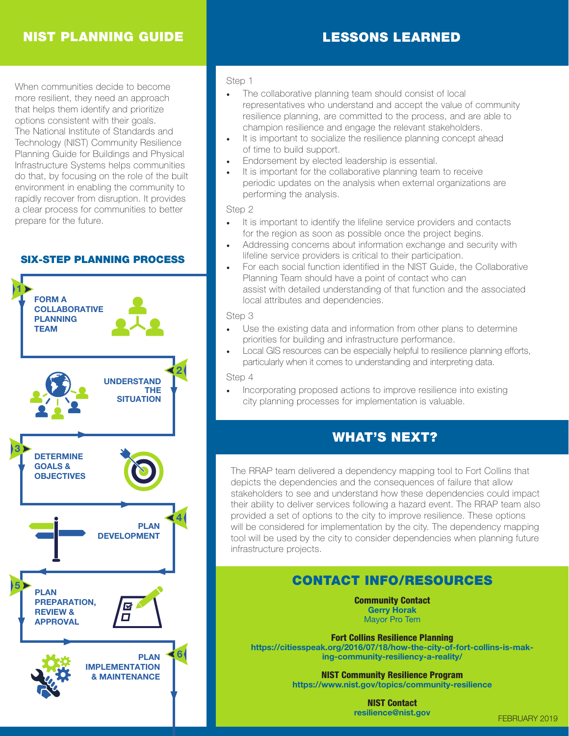## NIST PLANNING GUIDE

When communities decide to become more resilient, they need an approach that helps them identify and prioritize options consistent with their goals. The National Institute of Standards and Technology (NIST) Community Resilience Planning Guide for Buildings and Physical Infrastructure Systems helps communities do that, by focusing on the role of the built environment in enabling the community to rapidly recover from disruption. It provides a clear process for communities to better prepare for the future.

### SIX-STEP PLANNING PROCESS

1. FORM A COLLABORATIVE PLANNING TEAM
2. UNDERSTAND THE SITUATION
3. DETERMINE GOALS & OBJECTIVES
4. PLAN DEVELOPMENT
5. PLAN PREPARATION, REVIEW & APPROVAL
6. PLAN IMPLEMENTATION & MAINTENANCE

## LESSONS LEARNED

Step 1

- The collaborative planning team should consist of local representatives who understand and accept the value of community resilience planning, are committed to the process, and are able to champion resilience and engage the relevant stakeholders.
- It is important to socialize the resilience planning concept ahead of time to build support.
- Endorsement by elected leadership is essential.
- It is important for the collaborative planning team to receive periodic updates on the analysis when external organizations are performing the analysis.

Step 2

- It is important to identify the lifeline service providers and contacts for the region as soon as possible once the project begins.
- Addressing concerns about information exchange and security with lifeline service providers is critical to their participation.
- For each social function identified in the NIST Guide, the Collaborative Planning Team should have a point of contact who can assist with detailed understanding of that function and the associated local attributes and dependencies.

Step 3

- Use the existing data and information from other plans to determine priorities for building and infrastructure performance.
- Local GIS resources can be especially helpful to resilience planning efforts, particularly when it comes to understanding and interpreting data.

Step 4

- Incorporating proposed actions to improve resilience into existing city planning processes for implementation is valuable.

## WHAT'S NEXT?

The RRAP team delivered a dependency mapping tool to Fort Collins that depicts the dependencies and the consequences of failure that allow stakeholders to see and understand how these dependencies could impact their ability to deliver services following a hazard event. The RRAP team also provided a set of options to the city to improve resilience. These options will be considered for implementation by the city. The dependency mapping tool will be used by the city to consider dependencies when planning future infrastructure projects.

## CONTACT INFO/RESOURCES

**Community Contact**
**Gerry Horak**
Mayor Pro Tem

**Fort Collins Resilience Planning**
**https://citiesspeak.org/2016/07/18/how-the-city-of-fort-collins-is-making-community-resiliency-a-reality/**

**NIST Community Resilience Program**
**https://www.nist.gov/topics/community-resilience**

**NIST Contact**
**resilience@nist.gov**

FEBRUARY 2019